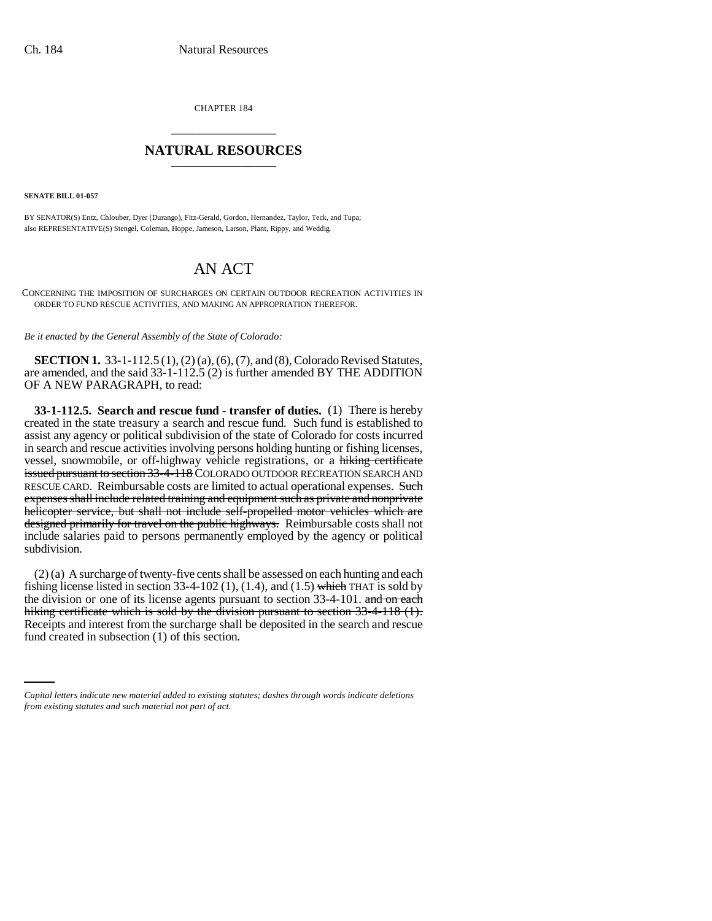CHAPTER 184

# NATURAL RESOURCES

**SENATE BILL 01-057**

BY SENATOR(S) Entz, Chlouber, Dyer (Durango), Fitz-Gerald, Gordon, Hernandez, Taylor, Teck, and Tupa;
also REPRESENTATIVE(S) Stengel, Coleman, Hoppe, Jameson, Larson, Plant, Rippy, and Weddig.

# AN ACT

CONCERNING THE IMPOSITION OF SURCHARGES ON CERTAIN OUTDOOR RECREATION ACTIVITIES IN ORDER TO FUND RESCUE ACTIVITIES, AND MAKING AN APPROPRIATION THEREFOR.

*Be it enacted by the General Assembly of the State of Colorado:*

**SECTION 1.** 33-1-112.5 (1), (2) (a), (6), (7), and (8), Colorado Revised Statutes, are amended, and the said 33-1-112.5 (2) is further amended BY THE ADDITION OF A NEW PARAGRAPH, to read:

**33-1-112.5. Search and rescue fund - transfer of duties.** (1) There is hereby created in the state treasury a search and rescue fund. Such fund is established to assist any agency or political subdivision of the state of Colorado for costs incurred in search and rescue activities involving persons holding hunting or fishing licenses, vessel, snowmobile, or off-highway vehicle registrations, or a ~~hiking certificate issued pursuant to section 33-4-118~~ COLORADO OUTDOOR RECREATION SEARCH AND RESCUE CARD. Reimbursable costs are limited to actual operational expenses. ~~Such expenses shall include related training and equipment such as private and nonprivate helicopter service, but shall not include self-propelled motor vehicles which are designed primarily for travel on the public highways.~~ Reimbursable costs shall not include salaries paid to persons permanently employed by the agency or political subdivision.

(2) (a) A surcharge of twenty-five cents shall be assessed on each hunting and each fishing license listed in section 33-4-102 (1), (1.4), and (1.5) ~~which~~ THAT is sold by the division or one of its license agents pursuant to section 33-4-101. ~~and on each hiking certificate which is sold by the division pursuant to section 33-4-118 (1).~~ Receipts and interest from the surcharge shall be deposited in the search and rescue fund created in subsection (1) of this section.

*Capital letters indicate new material added to existing statutes; dashes through words indicate deletions from existing statutes and such material not part of act.*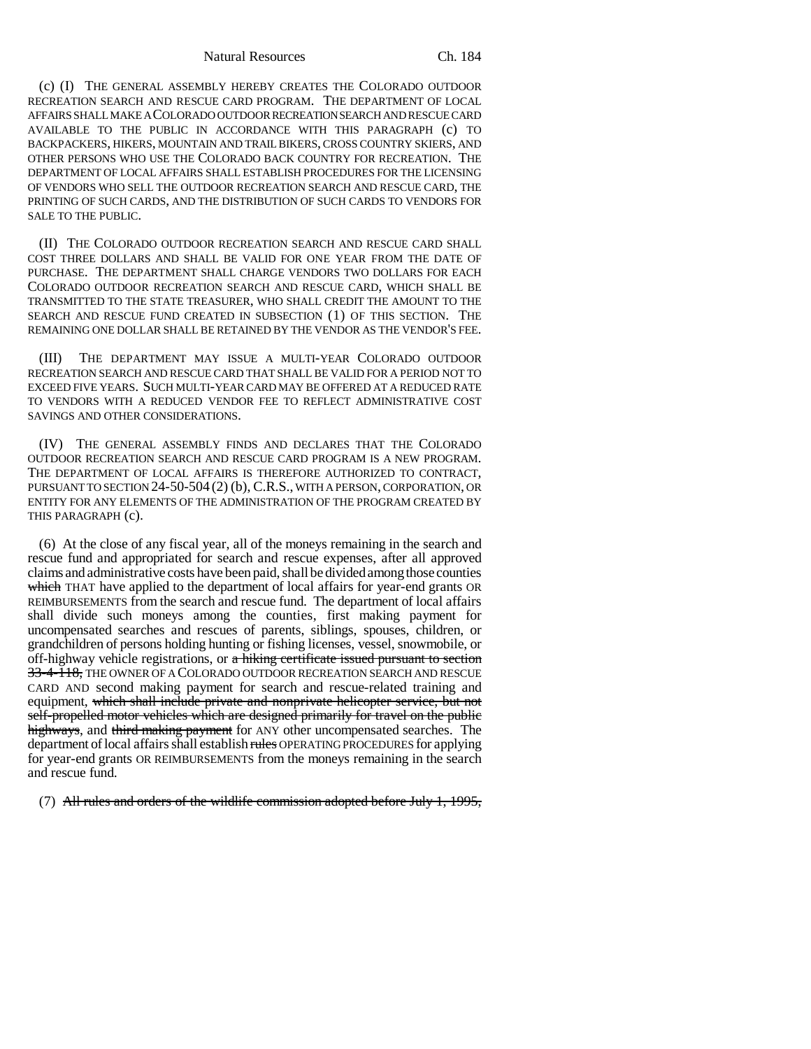(c) (I) THE GENERAL ASSEMBLY HEREBY CREATES THE COLORADO OUTDOOR RECREATION SEARCH AND RESCUE CARD PROGRAM. THE DEPARTMENT OF LOCAL AFFAIRS SHALL MAKE A COLORADO OUTDOOR RECREATION SEARCH AND RESCUE CARD AVAILABLE TO THE PUBLIC IN ACCORDANCE WITH THIS PARAGRAPH (c) TO BACKPACKERS, HIKERS, MOUNTAIN AND TRAIL BIKERS, CROSS COUNTRY SKIERS, AND OTHER PERSONS WHO USE THE COLORADO BACK COUNTRY FOR RECREATION. THE DEPARTMENT OF LOCAL AFFAIRS SHALL ESTABLISH PROCEDURES FOR THE LICENSING OF VENDORS WHO SELL THE OUTDOOR RECREATION SEARCH AND RESCUE CARD, THE PRINTING OF SUCH CARDS, AND THE DISTRIBUTION OF SUCH CARDS TO VENDORS FOR SALE TO THE PUBLIC.

(II) THE COLORADO OUTDOOR RECREATION SEARCH AND RESCUE CARD SHALL COST THREE DOLLARS AND SHALL BE VALID FOR ONE YEAR FROM THE DATE OF PURCHASE. THE DEPARTMENT SHALL CHARGE VENDORS TWO DOLLARS FOR EACH COLORADO OUTDOOR RECREATION SEARCH AND RESCUE CARD, WHICH SHALL BE TRANSMITTED TO THE STATE TREASURER, WHO SHALL CREDIT THE AMOUNT TO THE SEARCH AND RESCUE FUND CREATED IN SUBSECTION (1) OF THIS SECTION. THE REMAINING ONE DOLLAR SHALL BE RETAINED BY THE VENDOR AS THE VENDOR'S FEE.

(III) THE DEPARTMENT MAY ISSUE A MULTI-YEAR COLORADO OUTDOOR RECREATION SEARCH AND RESCUE CARD THAT SHALL BE VALID FOR A PERIOD NOT TO EXCEED FIVE YEARS. SUCH MULTI-YEAR CARD MAY BE OFFERED AT A REDUCED RATE TO VENDORS WITH A REDUCED VENDOR FEE TO REFLECT ADMINISTRATIVE COST SAVINGS AND OTHER CONSIDERATIONS.

(IV) THE GENERAL ASSEMBLY FINDS AND DECLARES THAT THE COLORADO OUTDOOR RECREATION SEARCH AND RESCUE CARD PROGRAM IS A NEW PROGRAM. THE DEPARTMENT OF LOCAL AFFAIRS IS THEREFORE AUTHORIZED TO CONTRACT, PURSUANT TO SECTION 24-50-504 (2) (b), C.R.S., WITH A PERSON, CORPORATION, OR ENTITY FOR ANY ELEMENTS OF THE ADMINISTRATION OF THE PROGRAM CREATED BY THIS PARAGRAPH (c).

(6) At the close of any fiscal year, all of the moneys remaining in the search and rescue fund and appropriated for search and rescue expenses, after all approved claims and administrative costs have been paid, shall be divided among those counties ~~which~~ THAT have applied to the department of local affairs for year-end grants OR REIMBURSEMENTS from the search and rescue fund. The department of local affairs shall divide such moneys among the counties, first making payment for uncompensated searches and rescues of parents, siblings, spouses, children, or grandchildren of persons holding hunting or fishing licenses, vessel, snowmobile, or off-highway vehicle registrations, or ~~a hiking certificate issued pursuant to section 33-4-118,~~ THE OWNER OF A COLORADO OUTDOOR RECREATION SEARCH AND RESCUE CARD AND second making payment for search and rescue-related training and equipment, ~~which shall include private and nonprivate helicopter service, but not self-propelled motor vehicles which are designed primarily for travel on the public highways~~, and ~~third making payment~~ for ANY other uncompensated searches. The department of local affairs shall establish ~~rules~~ OPERATING PROCEDURES for applying for year-end grants OR REIMBURSEMENTS from the moneys remaining in the search and rescue fund.

(7) ~~All rules and orders of the wildlife commission adopted before July 1, 1995,~~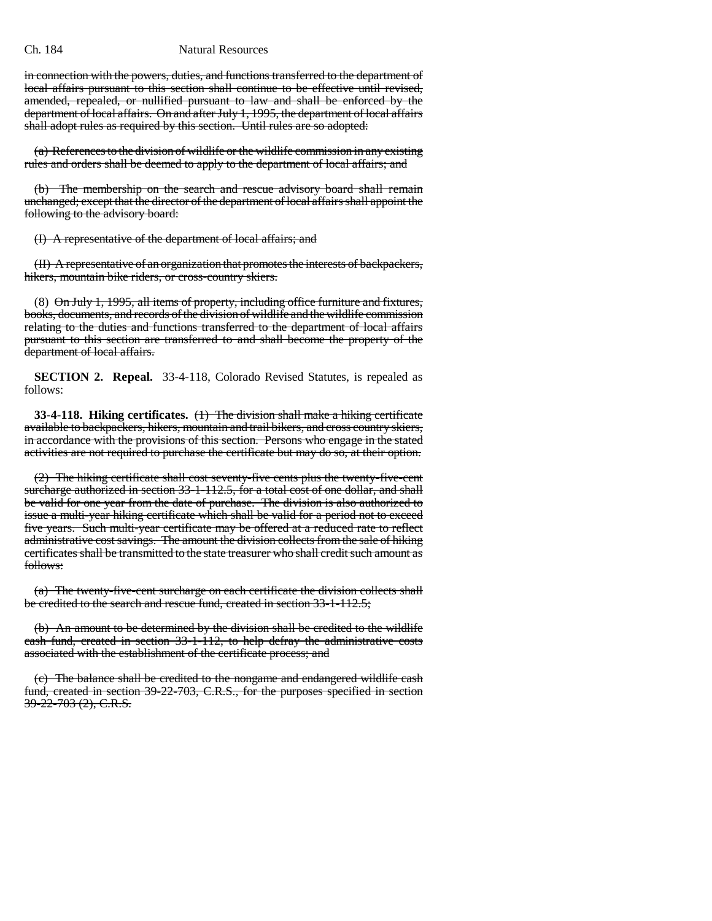in connection with the powers, duties, and functions transferred to the department of local affairs pursuant to this section shall continue to be effective until revised, amended, repealed, or nullified pursuant to law and shall be enforced by the department of local affairs. On and after July 1, 1995, the department of local affairs shall adopt rules as required by this section. Until rules are so adopted:

(a) References to the division of wildlife or the wildlife commission in any existing rules and orders shall be deemed to apply to the department of local affairs; and

(b) The membership on the search and rescue advisory board shall remain unchanged; except that the director of the department of local affairs shall appoint the following to the advisory board:

(I) A representative of the department of local affairs; and

(II) A representative of an organization that promotes the interests of backpackers, hikers, mountain bike riders, or cross-country skiers.

(8) On July 1, 1995, all items of property, including office furniture and fixtures, books, documents, and records of the division of wildlife and the wildlife commission relating to the duties and functions transferred to the department of local affairs pursuant to this section are transferred to and shall become the property of the department of local affairs.

**SECTION 2. Repeal.** 33-4-118, Colorado Revised Statutes, is repealed as follows:

**33-4-118. Hiking certificates.** (1) The division shall make a hiking certificate available to backpackers, hikers, mountain and trail bikers, and cross country skiers, in accordance with the provisions of this section. Persons who engage in the stated activities are not required to purchase the certificate but may do so, at their option.

(2) The hiking certificate shall cost seventy-five cents plus the twenty-five-cent surcharge authorized in section 33-1-112.5, for a total cost of one dollar, and shall be valid for one year from the date of purchase. The division is also authorized to issue a multi-year hiking certificate which shall be valid for a period not to exceed five years. Such multi-year certificate may be offered at a reduced rate to reflect administrative cost savings. The amount the division collects from the sale of hiking certificates shall be transmitted to the state treasurer who shall credit such amount as follows:

(a) The twenty-five-cent surcharge on each certificate the division collects shall be credited to the search and rescue fund, created in section 33-1-112.5;

(b) An amount to be determined by the division shall be credited to the wildlife cash fund, created in section 33-1-112, to help defray the administrative costs associated with the establishment of the certificate process; and

(c) The balance shall be credited to the nongame and endangered wildlife cash fund, created in section 39-22-703, C.R.S., for the purposes specified in section 39-22-703 (2), C.R.S.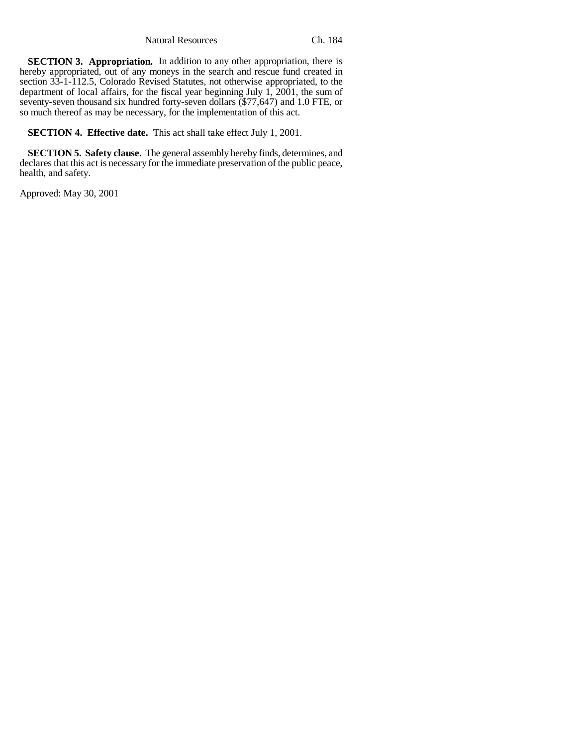**SECTION 3. Appropriation.** In addition to any other appropriation, there is hereby appropriated, out of any moneys in the search and rescue fund created in section 33-1-112.5, Colorado Revised Statutes, not otherwise appropriated, to the department of local affairs, for the fiscal year beginning July 1, 2001, the sum of seventy-seven thousand six hundred forty-seven dollars ($77,647) and 1.0 FTE, or so much thereof as may be necessary, for the implementation of this act.

**SECTION 4. Effective date.** This act shall take effect July 1, 2001.

**SECTION 5. Safety clause.** The general assembly hereby finds, determines, and declares that this act is necessary for the immediate preservation of the public peace, health, and safety.

Approved: May 30, 2001